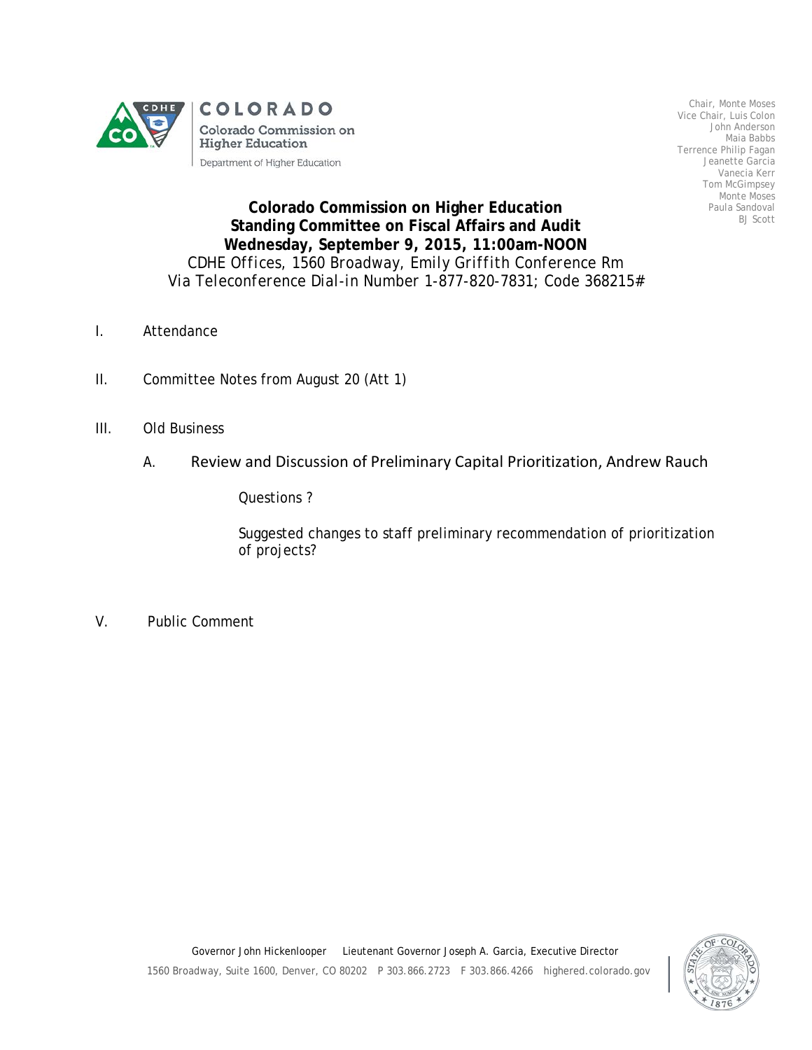COLORADO

Colorado Commission on Higher Education

Department of Higher Education

Chair, Monte Moses
Vice Chair, Luis Colon
John Anderson
Maia Babbs
Terrence Philip Fagan
Jeanette Garcia
Vanecia Kerr
Tom McGimpsey
Monte Moses
Paula Sandoval
BJ Scott

# Colorado Commission on Higher Education
## Standing Committee on Fiscal Affairs and Audit
## Wednesday, September 9, 2015, 11:00am-NOON

CDHE Offices, 1560 Broadway, Emily Griffith Conference Rm
Via Teleconference Dial-in Number 1-877-820-7831; Code 368215#

I. Attendance

II. Committee Notes from August 20 (Att 1)

III. Old Business

A. Review and Discussion of Preliminary Capital Prioritization, Andrew Rauch

Questions ?

Suggested changes to staff preliminary recommendation of prioritization of projects?

V. Public Comment

Governor John Hickenlooper Lieutenant Governor Joseph A. Garcia, Executive Director
1560 Broadway, Suite 1600, Denver, CO 80202 P 303.866.2723 F 303.866.4266 highered.colorado.gov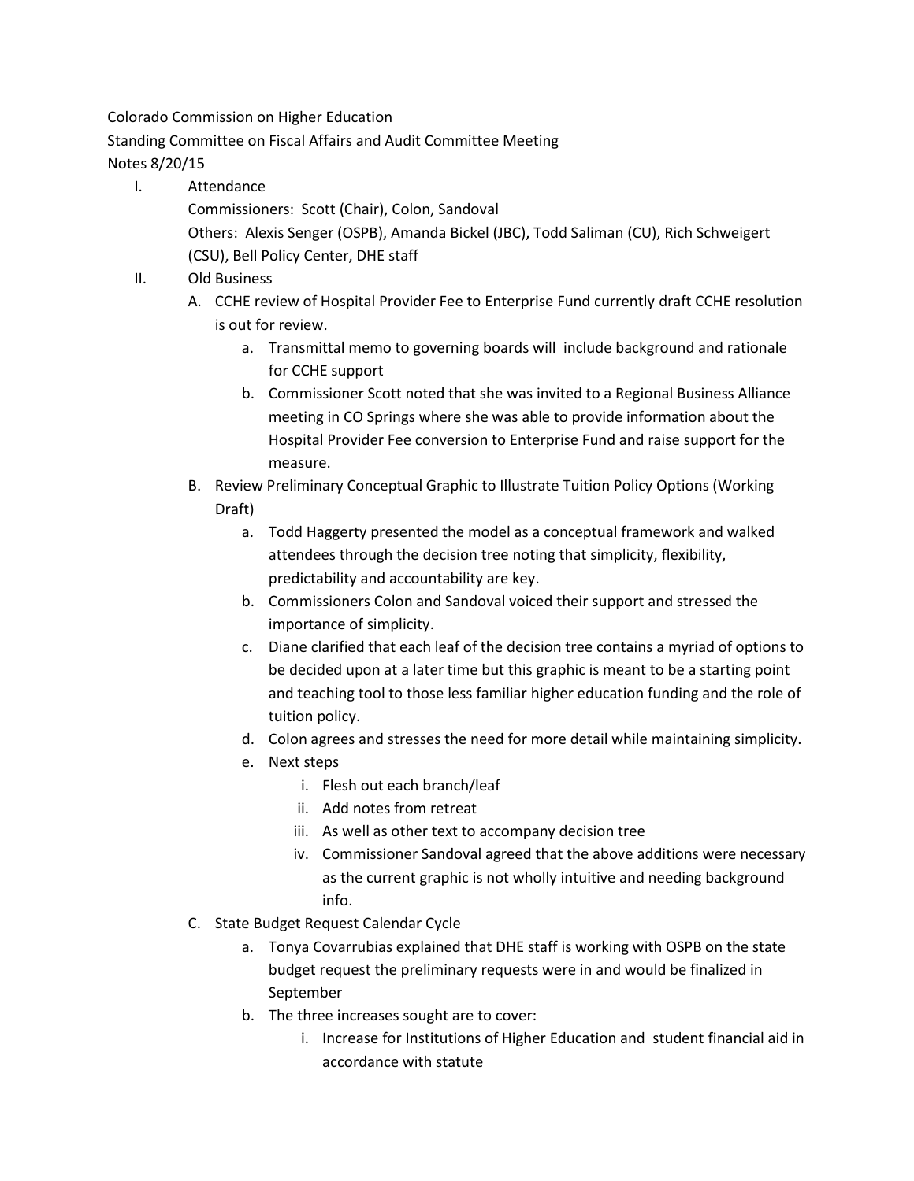Colorado Commission on Higher Education

Standing Committee on Fiscal Affairs and Audit Committee Meeting

Notes 8/20/15

I. Attendance

   Commissioners: Scott (Chair), Colon, Sandoval

   Others: Alexis Senger (OSPB), Amanda Bickel (JBC), Todd Saliman (CU), Rich Schweigert (CSU), Bell Policy Center, DHE staff

II. Old Business

   A. CCHE review of Hospital Provider Fee to Enterprise Fund currently draft CCHE resolution is out for review.

      a. Transmittal memo to governing boards will include background and rationale for CCHE support

      b. Commissioner Scott noted that she was invited to a Regional Business Alliance meeting in CO Springs where she was able to provide information about the Hospital Provider Fee conversion to Enterprise Fund and raise support for the measure.

   B. Review Preliminary Conceptual Graphic to Illustrate Tuition Policy Options (Working Draft)

      a. Todd Haggerty presented the model as a conceptual framework and walked attendees through the decision tree noting that simplicity, flexibility, predictability and accountability are key.

      b. Commissioners Colon and Sandoval voiced their support and stressed the importance of simplicity.

      c. Diane clarified that each leaf of the decision tree contains a myriad of options to be decided upon at a later time but this graphic is meant to be a starting point and teaching tool to those less familiar higher education funding and the role of tuition policy.

      d. Colon agrees and stresses the need for more detail while maintaining simplicity.

      e. Next steps

         i. Flesh out each branch/leaf

         ii. Add notes from retreat

         iii. As well as other text to accompany decision tree

         iv. Commissioner Sandoval agreed that the above additions were necessary as the current graphic is not wholly intuitive and needing background info.

   C. State Budget Request Calendar Cycle

      a. Tonya Covarrubias explained that DHE staff is working with OSPB on the state budget request the preliminary requests were in and would be finalized in September

      b. The three increases sought are to cover:

         i. Increase for Institutions of Higher Education and student financial aid in accordance with statute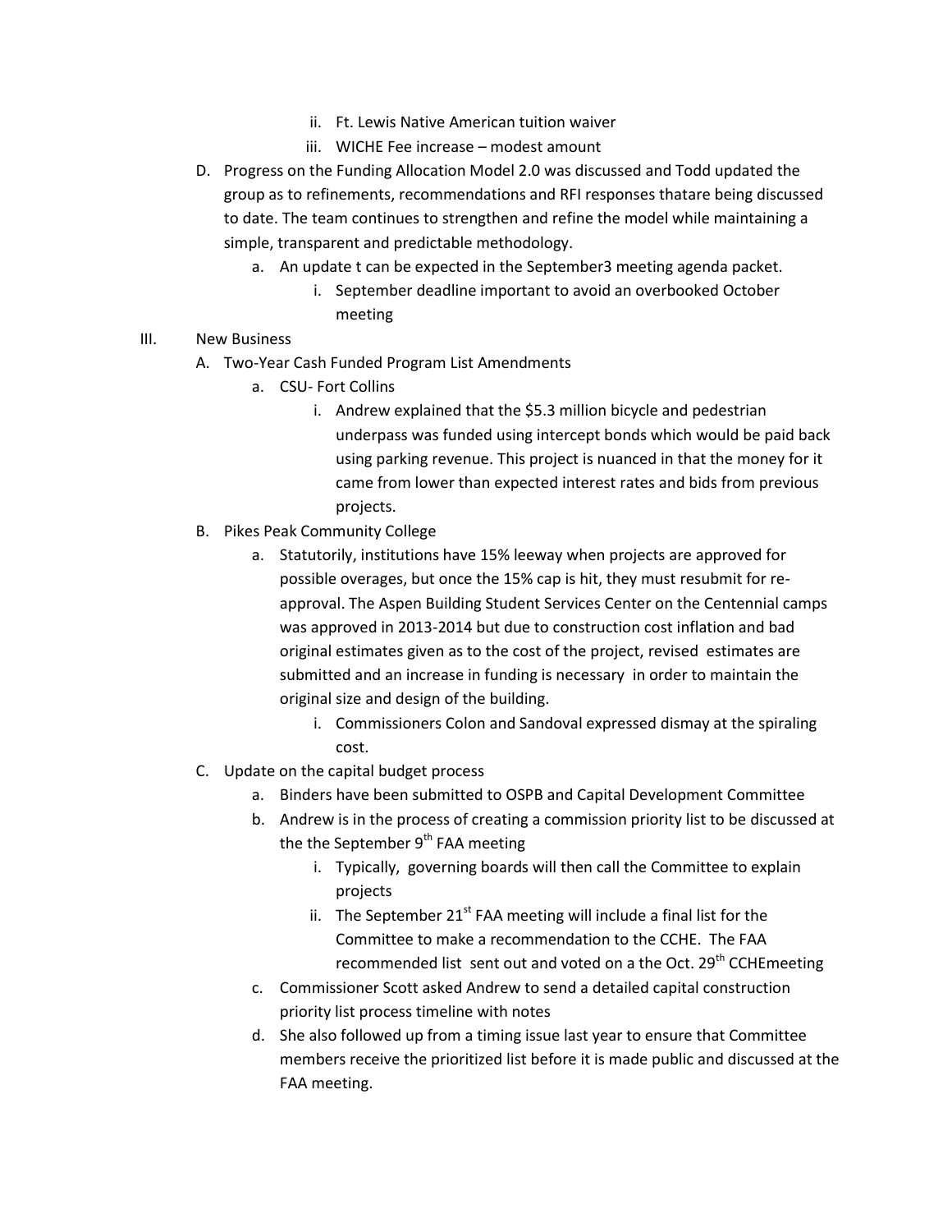- ii. Ft. Lewis Native American tuition waiver
    - iii. WICHE Fee increase – modest amount
- D. Progress on the Funding Allocation Model 2.0 was discussed and Todd updated the group as to refinements, recommendations and RFI responses thatare being discussed to date. The team continues to strengthen and refine the model while maintaining a simple, transparent and predictable methodology.
  - a. An update t can be expected in the September3 meeting agenda packet.
    - i. September deadline important to avoid an overbooked October meeting

III. New Business

- A. Two-Year Cash Funded Program List Amendments
  - a. CSU- Fort Collins
    - i. Andrew explained that the $5.3 million bicycle and pedestrian underpass was funded using intercept bonds which would be paid back using parking revenue. This project is nuanced in that the money for it came from lower than expected interest rates and bids from previous projects.
- B. Pikes Peak Community College
  - a. Statutorily, institutions have 15% leeway when projects are approved for possible overages, but once the 15% cap is hit, they must resubmit for re-approval. The Aspen Building Student Services Center on the Centennial camps was approved in 2013-2014 but due to construction cost inflation and bad original estimates given as to the cost of the project, revised estimates are submitted and an increase in funding is necessary in order to maintain the original size and design of the building.
    - i. Commissioners Colon and Sandoval expressed dismay at the spiraling cost.
- C. Update on the capital budget process
  - a. Binders have been submitted to OSPB and Capital Development Committee
  - b. Andrew is in the process of creating a commission priority list to be discussed at the the September 9th FAA meeting
    - i. Typically, governing boards will then call the Committee to explain projects
    - ii. The September 21st FAA meeting will include a final list for the Committee to make a recommendation to the CCHE. The FAA recommended list sent out and voted on a the Oct. 29th CCHEmeeting
  - c. Commissioner Scott asked Andrew to send a detailed capital construction priority list process timeline with notes
  - d. She also followed up from a timing issue last year to ensure that Committee members receive the prioritized list before it is made public and discussed at the FAA meeting.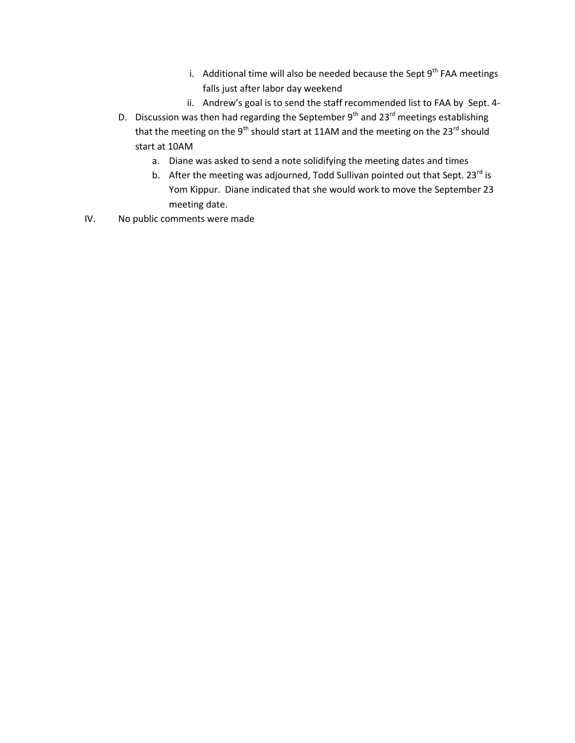i. Additional time will also be needed because the Sept 9th FAA meetings falls just after labor day weekend

ii. Andrew's goal is to send the staff recommended list to FAA by Sept. 4-

D. Discussion was then had regarding the September 9th and 23rd meetings establishing that the meeting on the 9th should start at 11AM and the meeting on the 23rd should start at 10AM

   a. Diane was asked to send a note solidifying the meeting dates and times

   b. After the meeting was adjourned, Todd Sullivan pointed out that Sept. 23rd is Yom Kippur. Diane indicated that she would work to move the September 23 meeting date.

IV. No public comments were made